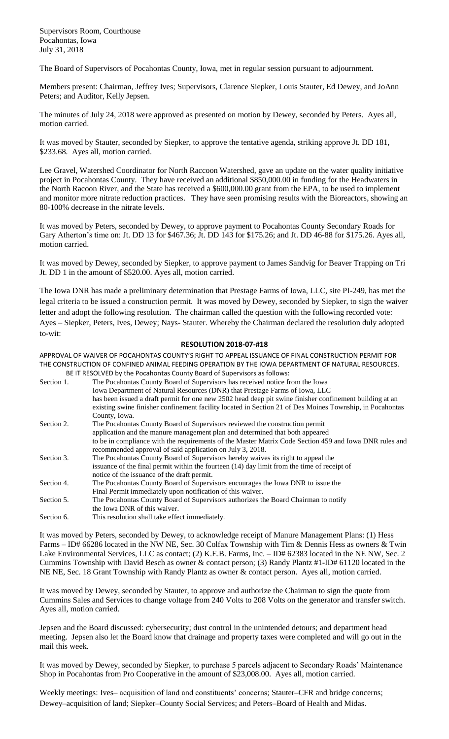Supervisors Room, Courthouse
Pocahontas, Iowa
July 31, 2018

The Board of Supervisors of Pocahontas County, Iowa, met in regular session pursuant to adjournment.

Members present: Chairman, Jeffrey Ives; Supervisors, Clarence Siepker, Louis Stauter, Ed Dewey, and JoAnn Peters; and Auditor, Kelly Jepsen.

The minutes of July 24, 2018 were approved as presented on motion by Dewey, seconded by Peters. Ayes all, motion carried.

It was moved by Stauter, seconded by Siepker, to approve the tentative agenda, striking approve Jt. DD 181, $233.68. Ayes all, motion carried.

Lee Gravel, Watershed Coordinator for North Raccoon Watershed, gave an update on the water quality initiative project in Pocahontas County. They have received an additional $850,000.00 in funding for the Headwaters in the North Racoon River, and the State has received a $600,000.00 grant from the EPA, to be used to implement and monitor more nitrate reduction practices. They have seen promising results with the Bioreactors, showing an 80-100% decrease in the nitrate levels.

It was moved by Peters, seconded by Dewey, to approve payment to Pocahontas County Secondary Roads for Gary Atherton's time on: Jt. DD 13 for $467.36; Jt. DD 143 for $175.26; and Jt. DD 46-88 for $175.26. Ayes all, motion carried.

It was moved by Dewey, seconded by Siepker, to approve payment to James Sandvig for Beaver Trapping on Tri Jt. DD 1 in the amount of $520.00. Ayes all, motion carried.

The Iowa DNR has made a preliminary determination that Prestage Farms of Iowa, LLC, site PI-249, has met the legal criteria to be issued a construction permit. It was moved by Dewey, seconded by Siepker, to sign the waiver letter and adopt the following resolution. The chairman called the question with the following recorded vote: Ayes – Siepker, Peters, Ives, Dewey; Nays- Stauter. Whereby the Chairman declared the resolution duly adopted to-wit:

**RESOLUTION 2018-07-#18**

APPROVAL OF WAIVER OF POCAHONTAS COUNTY'S RIGHT TO APPEAL ISSUANCE OF FINAL CONSTRUCTION PERMIT FOR THE CONSTRUCTION OF CONFINED ANIMAL FEEDING OPERATION BY THE IOWA DEPARTMENT OF NATURAL RESOURCES.

BE IT RESOLVED by the Pocahontas County Board of Supervisors as follows:

Section 1. The Pocahontas County Board of Supervisors has received notice from the Iowa Iowa Department of Natural Resources (DNR) that Prestage Farms of Iowa, LLC has been issued a draft permit for one new 2502 head deep pit swine finisher confinement building at an existing swine finisher confinement facility located in Section 21 of Des Moines Township, in Pocahontas County, Iowa.

Section 2. The Pocahontas County Board of Supervisors reviewed the construction permit application and the manure management plan and determined that both appeared to be in compliance with the requirements of the Master Matrix Code Section 459 and Iowa DNR rules and recommended approval of said application on July 3, 2018.

Section 3. The Pocahontas County Board of Supervisors hereby waives its right to appeal the issuance of the final permit within the fourteen (14) day limit from the time of receipt of notice of the issuance of the draft permit.

Section 4. The Pocahontas County Board of Supervisors encourages the Iowa DNR to issue the Final Permit immediately upon notification of this waiver.

Section 5. The Pocahontas County Board of Supervisors authorizes the Board Chairman to notify the Iowa DNR of this waiver.

Section 6. This resolution shall take effect immediately.

It was moved by Peters, seconded by Dewey, to acknowledge receipt of Manure Management Plans: (1) Hess Farms – ID# 66286 located in the NW NE, Sec. 30 Colfax Township with Tim & Dennis Hess as owners & Twin Lake Environmental Services, LLC as contact; (2) K.E.B. Farms, Inc. – ID# 62383 located in the NE NW, Sec. 2 Cummins Township with David Besch as owner & contact person; (3) Randy Plantz #1-ID# 61120 located in the NE NE, Sec. 18 Grant Township with Randy Plantz as owner & contact person. Ayes all, motion carried.

It was moved by Dewey, seconded by Stauter, to approve and authorize the Chairman to sign the quote from Cummins Sales and Services to change voltage from 240 Volts to 208 Volts on the generator and transfer switch. Ayes all, motion carried.

Jepsen and the Board discussed: cybersecurity; dust control in the unintended detours; and department head meeting. Jepsen also let the Board know that drainage and property taxes were completed and will go out in the mail this week.

It was moved by Dewey, seconded by Siepker, to purchase 5 parcels adjacent to Secondary Roads' Maintenance Shop in Pocahontas from Pro Cooperative in the amount of $23,008.00. Ayes all, motion carried.

Weekly meetings: Ives– acquisition of land and constituents' concerns; Stauter–CFR and bridge concerns; Dewey–acquisition of land; Siepker–County Social Services; and Peters–Board of Health and Midas.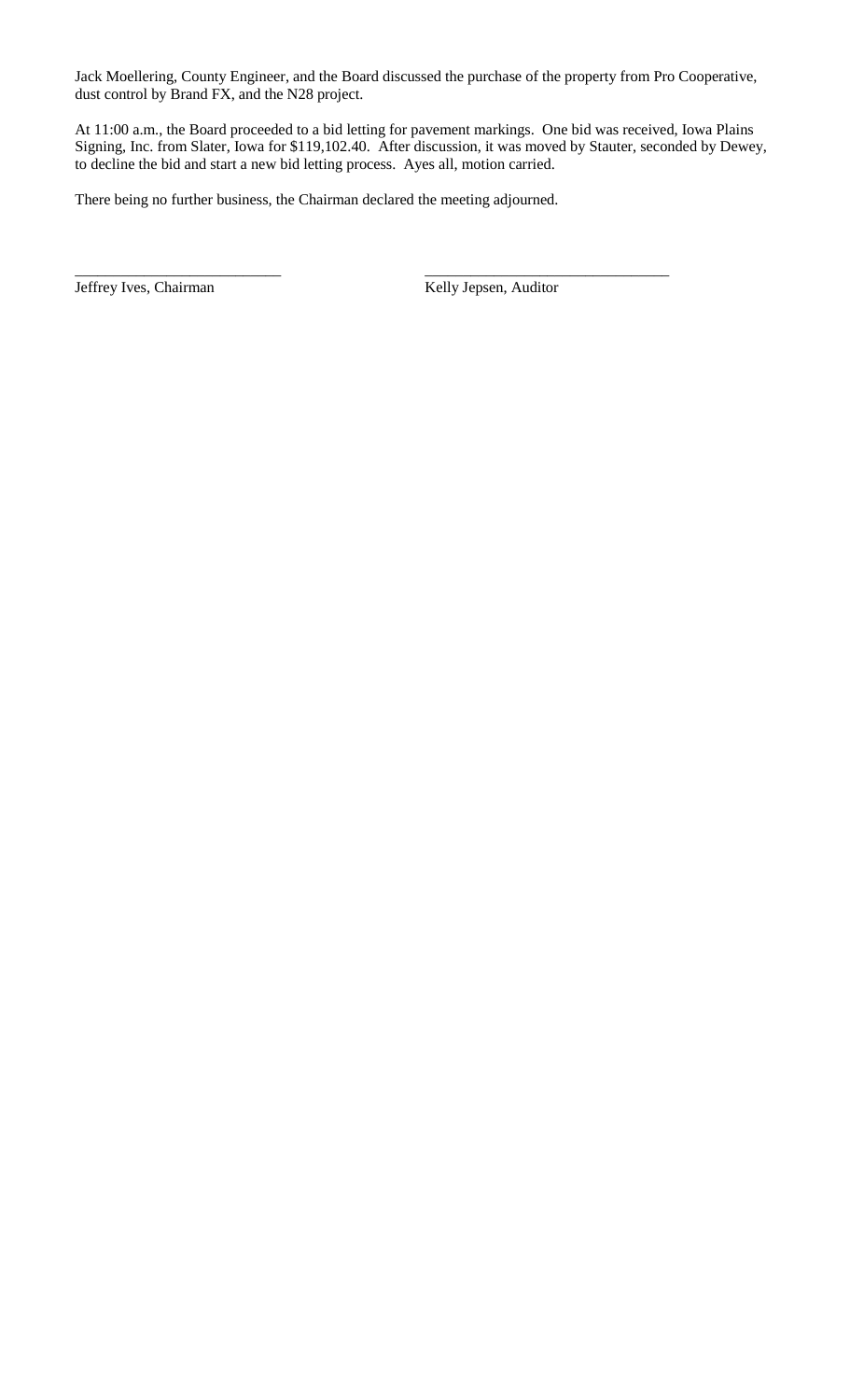Jack Moellering, County Engineer, and the Board discussed the purchase of the property from Pro Cooperative, dust control by Brand FX, and the N28 project.

At 11:00 a.m., the Board proceeded to a bid letting for pavement markings. One bid was received, Iowa Plains Signing, Inc. from Slater, Iowa for $119,102.40. After discussion, it was moved by Stauter, seconded by Dewey, to decline the bid and start a new bid letting process. Ayes all, motion carried.

There being no further business, the Chairman declared the meeting adjourned.

___________________________ \_\_\_\_\_\_\_\_\_\_\_\_\_\_\_\_\_\_\_\_\_\_\_\_\_\_\_\_\_\_\_\_

Jeffrey Ives, Chairman Kelly Jepsen, Auditor